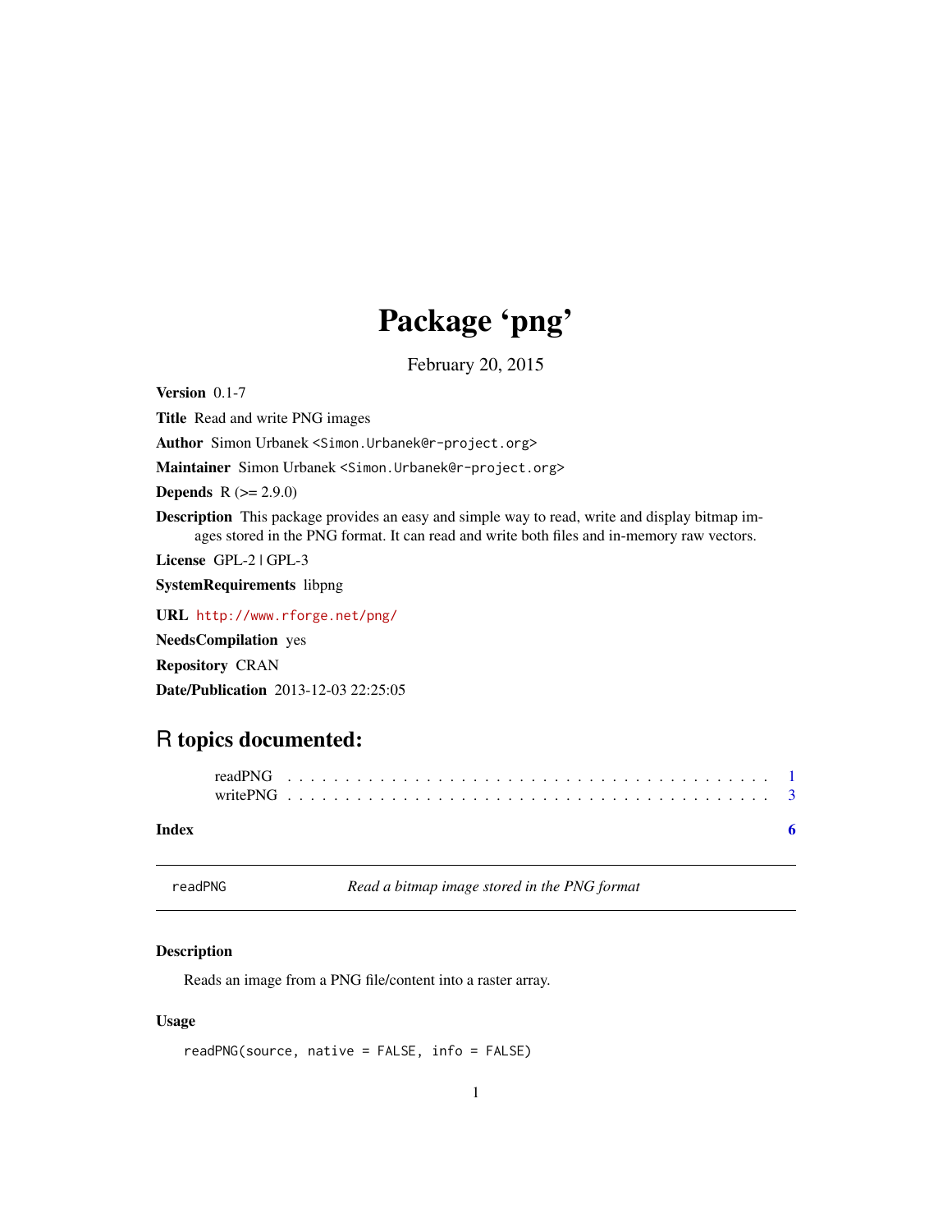# Package 'png'

February 20, 2015

**Version** 0.1-7

**Title** Read and write PNG images

**Author** Simon Urbanek <Simon.Urbanek@r-project.org>

**Maintainer** Simon Urbanek <Simon.Urbanek@r-project.org>

**Depends** R (>= 2.9.0)

**Description** This package provides an easy and simple way to read, write and display bitmap images stored in the PNG format. It can read and write both files and in-memory raw vectors.

**License** GPL-2 | GPL-3

**SystemRequirements** libpng

**URL** http://www.rforge.net/png/

**NeedsCompilation** yes

**Repository** CRAN

**Date/Publication** 2013-12-03 22:25:05

## R topics documented:

readPNG . . . . . . . . . . . . . . . . . . . . . . . . . . . . . . . . . . . . . . . . 1
writePNG . . . . . . . . . . . . . . . . . . . . . . . . . . . . . . . . . . . . . . . 3

**Index** 6

---

readPNG *Read a bitmap image stored in the PNG format*

---

### Description

Reads an image from a PNG file/content into a raster array.

### Usage

```
readPNG(source, native = FALSE, info = FALSE)
```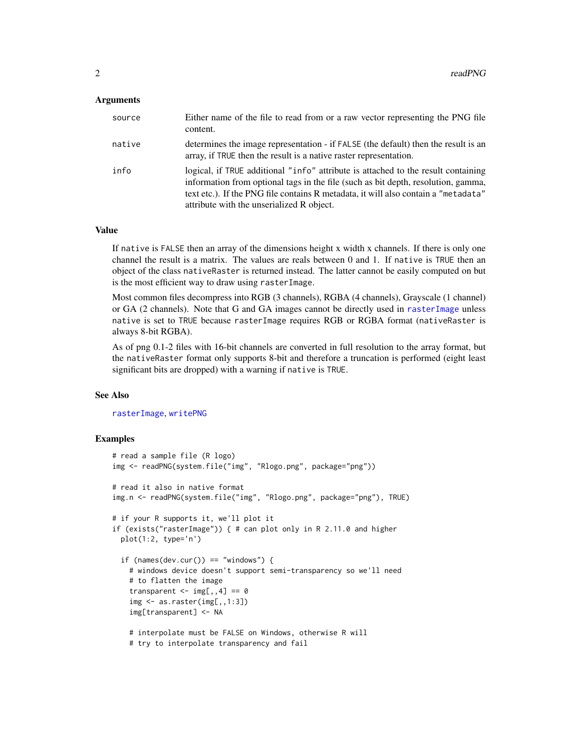### Arguments

| | |
|---|---|
| `source` | Either name of the file to read from or a raw vector representing the PNG file content. |
| `native` | determines the image representation - if `FALSE` (the default) then the result is an array, if `TRUE` then the result is a native raster representation. |
| `info` | logical, if `TRUE` additional `"info"` attribute is attached to the result containing information from optional tags in the file (such as bit depth, resolution, gamma, text etc.). If the PNG file contains R metadata, it will also contain a `"metadata"` attribute with the unserialized R object. |

### Value

If `native` is `FALSE` then an array of the dimensions height x width x channels. If there is only one channel the result is a matrix. The values are reals between 0 and 1. If `native` is `TRUE` then an object of the class `nativeRaster` is returned instead. The latter cannot be easily computed on but is the most efficient way to draw using `rasterImage`.

Most common files decompress into RGB (3 channels), RGBA (4 channels), Grayscale (1 channel) or GA (2 channels). Note that G and GA images cannot be directly used in `rasterImage` unless `native` is set to `TRUE` because `rasterImage` requires RGB or RGBA format (`nativeRaster` is always 8-bit RGBA).

As of png 0.1-2 files with 16-bit channels are converted in full resolution to the array format, but the `nativeRaster` format only supports 8-bit and therefore a truncation is performed (eight least significant bits are dropped) with a warning if `native` is `TRUE`.

### See Also

`rasterImage`, `writePNG`

### Examples

```
# read a sample file (R logo)
img <- readPNG(system.file("img", "Rlogo.png", package="png"))

# read it also in native format
img.n <- readPNG(system.file("img", "Rlogo.png", package="png"), TRUE)

# if your R supports it, we'll plot it
if (exists("rasterImage")) { # can plot only in R 2.11.0 and higher
  plot(1:2, type='n')

  if (names(dev.cur()) == "windows") {
    # windows device doesn't support semi-transparency so we'll need
    # to flatten the image
    transparent <- img[,,4] == 0
    img <- as.raster(img[,,1:3])
    img[transparent] <- NA

    # interpolate must be FALSE on Windows, otherwise R will
    # try to interpolate transparency and fail
```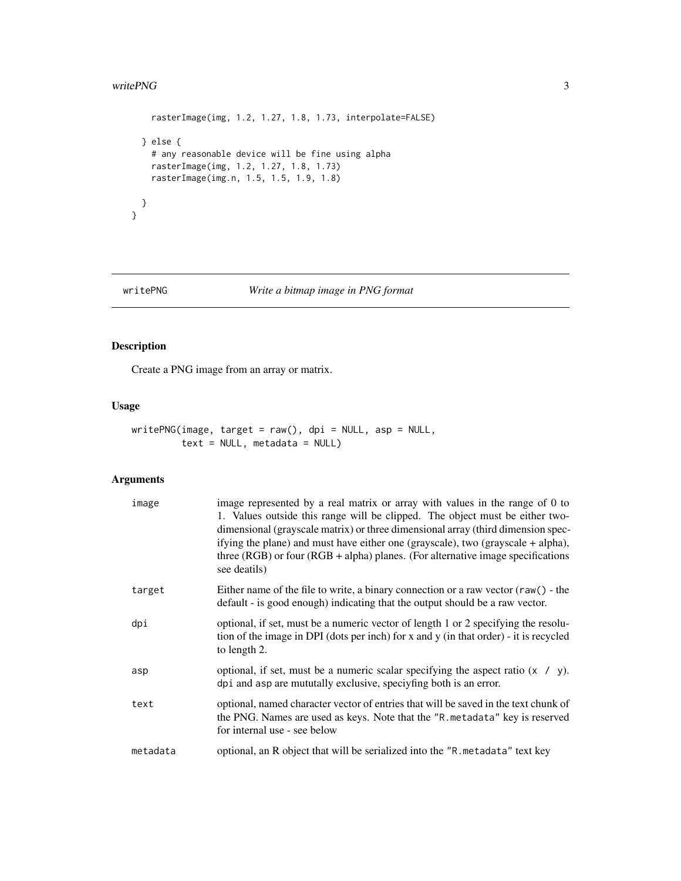```
    rasterImage(img, 1.2, 1.27, 1.8, 1.73, interpolate=FALSE)

  } else {
    # any reasonable device will be fine using alpha
    rasterImage(img, 1.2, 1.27, 1.8, 1.73)
    rasterImage(img.n, 1.5, 1.5, 1.9, 1.8)

  }
}
```

---

writePNG — *Write a bitmap image in PNG format*

---

## Description

Create a PNG image from an array or matrix.

## Usage

```
writePNG(image, target = raw(), dpi = NULL, asp = NULL,
         text = NULL, metadata = NULL)
```

## Arguments

| Argument | Description |
|---|---|
| `image` | image represented by a real matrix or array with values in the range of 0 to 1. Values outside this range will be clipped. The object must be either two-dimensional (grayscale matrix) or three dimensional array (third dimension specifying the plane) and must have either one (grayscale), two (grayscale + alpha), three (RGB) or four (RGB + alpha) planes. (For alternative image specifications see deatils) |
| `target` | Either name of the file to write, a binary connection or a raw vector (`raw()` - the default - is good enough) indicating that the output should be a raw vector. |
| `dpi` | optional, if set, must be a numeric vector of length 1 or 2 specifying the resolution of the image in DPI (dots per inch) for x and y (in that order) - it is recycled to length 2. |
| `asp` | optional, if set, must be a numeric scalar specifying the aspect ratio (`x / y`). `dpi` and `asp` are mututally exclusive, speciyfing both is an error. |
| `text` | optional, named character vector of entries that will be saved in the text chunk of the PNG. Names are used as keys. Note that the `"R.metadata"` key is reserved for internal use - see below |
| `metadata` | optional, an R object that will be serialized into the `"R.metadata"` text key |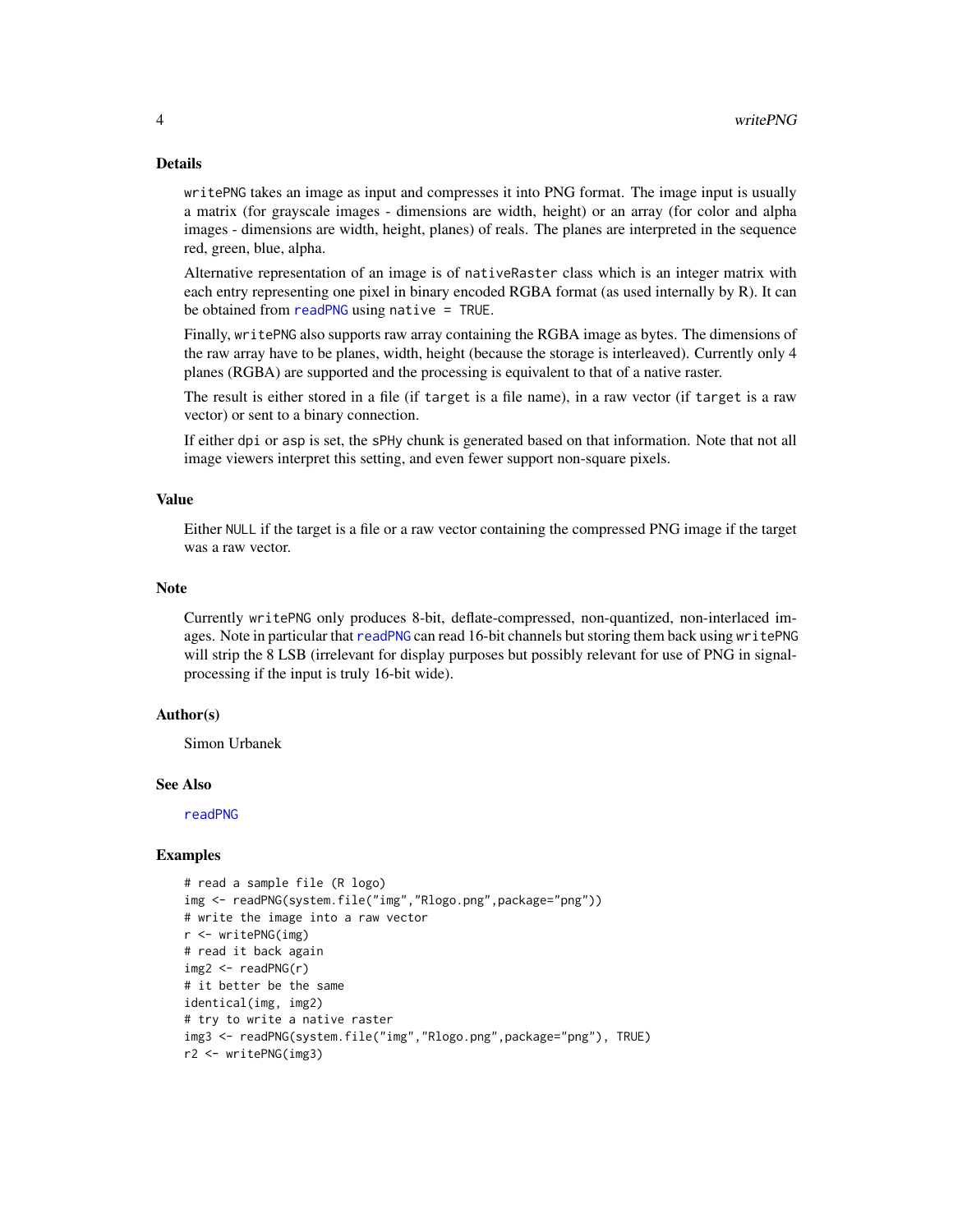## Details

`writePNG` takes an image as input and compresses it into PNG format. The image input is usually a matrix (for grayscale images - dimensions are width, height) or an array (for color and alpha images - dimensions are width, height, planes) of reals. The planes are interpreted in the sequence red, green, blue, alpha.

Alternative representation of an image is of `nativeRaster` class which is an integer matrix with each entry representing one pixel in binary encoded RGBA format (as used internally by R). It can be obtained from `readPNG` using `native = TRUE`.

Finally, `writePNG` also supports raw array containing the RGBA image as bytes. The dimensions of the raw array have to be planes, width, height (because the storage is interleaved). Currently only 4 planes (RGBA) are supported and the processing is equivalent to that of a native raster.

The result is either stored in a file (if `target` is a file name), in a raw vector (if `target` is a raw vector) or sent to a binary connection.

If either `dpi` or `asp` is set, the `sPHy` chunk is generated based on that information. Note that not all image viewers interpret this setting, and even fewer support non-square pixels.

## Value

Either `NULL` if the target is a file or a raw vector containing the compressed PNG image if the target was a raw vector.

## Note

Currently `writePNG` only produces 8-bit, deflate-compressed, non-quantized, non-interlaced images. Note in particular that `readPNG` can read 16-bit channels but storing them back using `writePNG` will strip the 8 LSB (irrelevant for display purposes but possibly relevant for use of PNG in signal-processing if the input is truly 16-bit wide).

## Author(s)

Simon Urbanek

## See Also

`readPNG`

## Examples

```
# read a sample file (R logo)
img <- readPNG(system.file("img","Rlogo.png",package="png"))
# write the image into a raw vector
r <- writePNG(img)
# read it back again
img2 <- readPNG(r)
# it better be the same
identical(img, img2)
# try to write a native raster
img3 <- readPNG(system.file("img","Rlogo.png",package="png"), TRUE)
r2 <- writePNG(img3)
```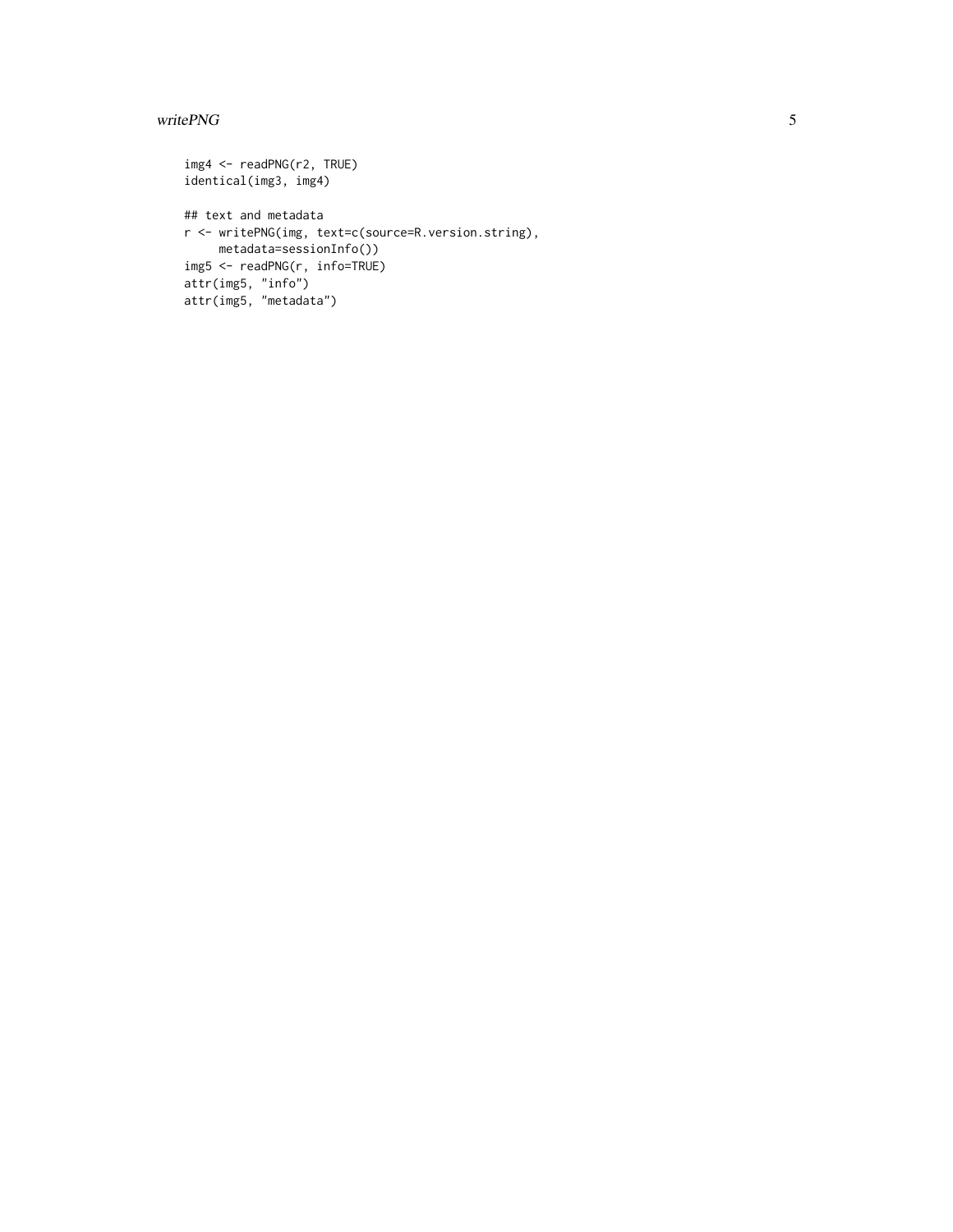```
img4 <- readPNG(r2, TRUE)
identical(img3, img4)

## text and metadata
r <- writePNG(img, text=c(source=R.version.string),
     metadata=sessionInfo())
img5 <- readPNG(r, info=TRUE)
attr(img5, "info")
attr(img5, "metadata")
```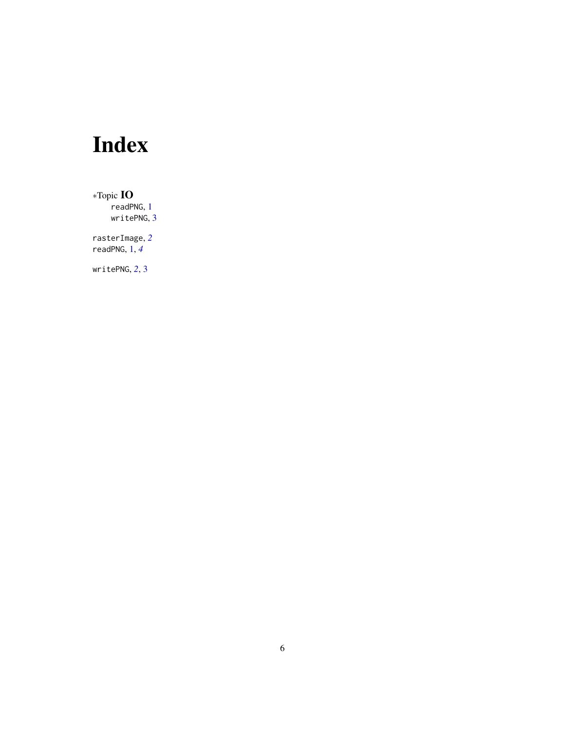# Index

∗Topic **IO**
- readPNG, 1
- writePNG, 3

rasterImage, *2*
readPNG, 1, *4*

writePNG, *2*, 3